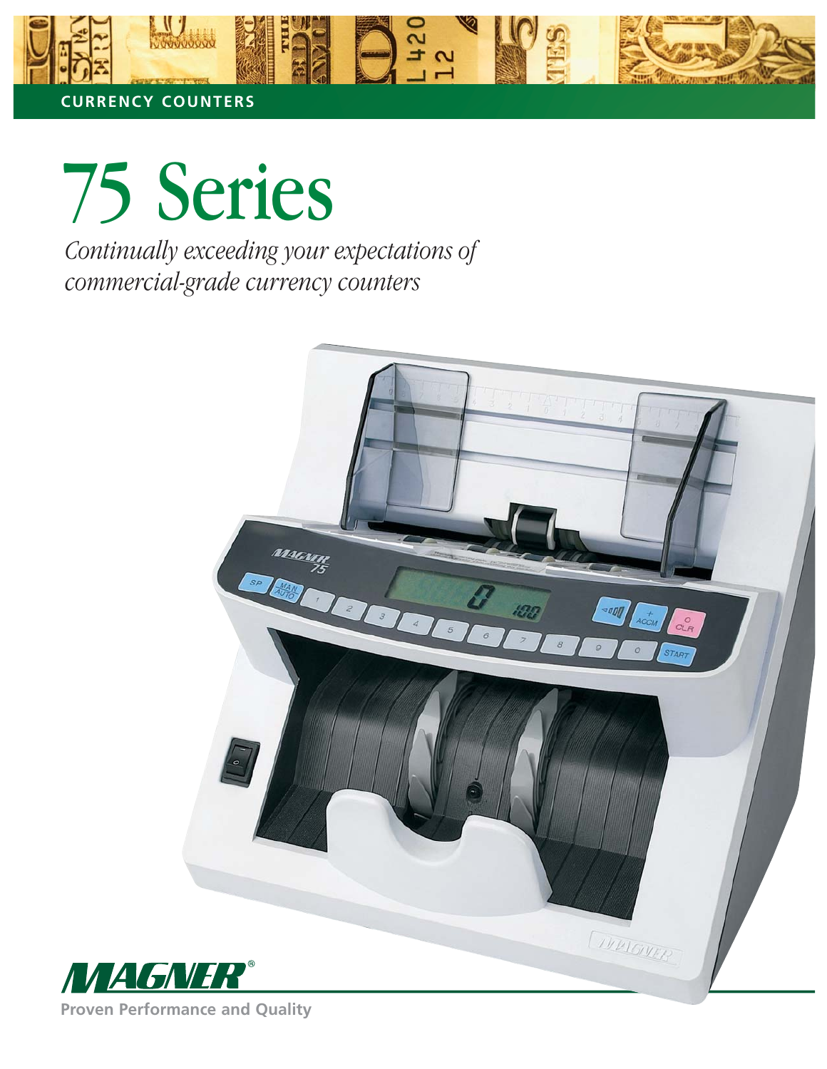CURRENCY COUNTERS

# 75 Series

*Continually exceeding your expectations of commercial-grade currency counters*

**MAGNER®**

**Proven Performance and Quality**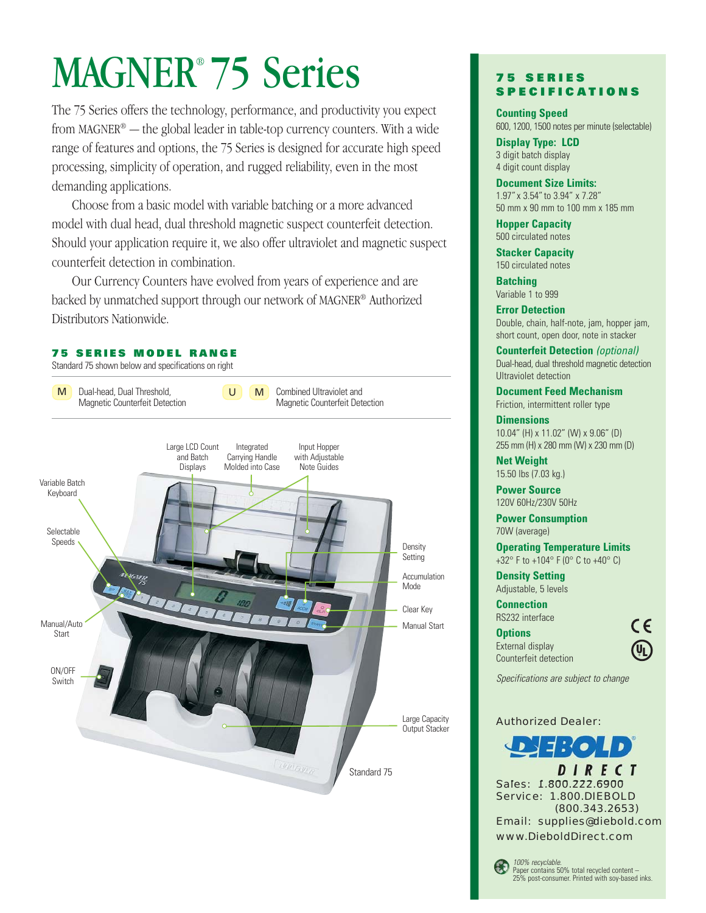# MAGNER® 75 Series

The 75 Series offers the technology, performance, and productivity you expect from MAGNER® — the global leader in table-top currency counters. With a wide range of features and options, the 75 Series is designed for accurate high speed processing, simplicity of operation, and rugged reliability, even in the most demanding applications.

Choose from a basic model with variable batching or a more advanced model with dual head, dual threshold magnetic suspect counterfeit detection. Should your application require it, we also offer ultraviolet and magnetic suspect counterfeit detection in combination.

Our Currency Counters have evolved from years of experience and are backed by unmatched support through our network of MAGNER® Authorized Distributors Nationwide.

## 75 SERIES MODEL RANGE

Standard 75 shown below and specifications on right

M — Dual-head, Dual Threshold, Magnetic Counterfeit Detection

U M — Combined Ultraviolet and Magnetic Counterfeit Detection

Large LCD Count and Batch Displays

Integrated Carrying Handle Molded into Case

Input Hopper with Adjustable Note Guides

Variable Batch Keyboard

Selectable Speeds

Density Setting

Accumulation Mode

Clear Key

Manual Start

Manual/Auto Start

ON/OFF Switch

Large Capacity Output Stacker

Standard 75

## 75 SERIES SPECIFICATIONS

**Counting Speed**
600, 1200, 1500 notes per minute (selectable)

**Display Type: LCD**
3 digit batch display
4 digit count display

**Document Size Limits:**
1.97" x 3.54" to 3.94" x 7.28"
50 mm x 90 mm to 100 mm x 185 mm

**Hopper Capacity**
500 circulated notes

**Stacker Capacity**
150 circulated notes

**Batching**
Variable 1 to 999

**Error Detection**
Double, chain, half-note, jam, hopper jam, short count, open door, note in stacker

**Counterfeit Detection** *(optional)*
Dual-head, dual threshold magnetic detection
Ultraviolet detection

**Document Feed Mechanism**
Friction, intermittent roller type

**Dimensions**
10.04" (H) x 11.02" (W) x 9.06" (D)
255 mm (H) x 280 mm (W) x 230 mm (D)

**Net Weight**
15.50 lbs (7.03 kg.)

**Power Source**
120V 60Hz/230V 50Hz

**Power Consumption**
70W (average)

**Operating Temperature Limits**
+32° F to +104° F (0° C to +40° C)

**Density Setting**
Adjustable, 5 levels

**Connection**
RS232 interface

**Options**
External display
Counterfeit detection

*Specifications are subject to change*

Authorized Dealer:

DIEBOLD® DIRECT

Sales: 1.800.222.6900
Service: 1.800.DIEBOLD (800.343.2653)
Email: supplies@diebold.com
www.DieboldDirect.com

*100% recyclable.*
Paper contains 50% total recycled content – 25% post-consumer. Printed with soy-based inks.